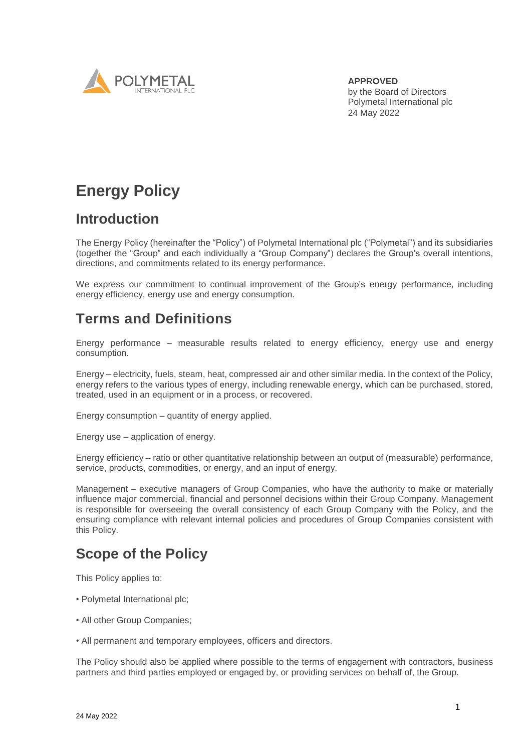**APPROVED**
by the Board of Directors
Polymetal International plc
24 May 2022

# Energy Policy

## Introduction

The Energy Policy (hereinafter the "Policy") of Polymetal International plc ("Polymetal") and its subsidiaries (together the "Group" and each individually a "Group Company") declares the Group's overall intentions, directions, and commitments related to its energy performance.

We express our commitment to continual improvement of the Group's energy performance, including energy efficiency, energy use and energy consumption.

## Terms and Definitions

Energy performance – measurable results related to energy efficiency, energy use and energy consumption.

Energy – electricity, fuels, steam, heat, compressed air and other similar media. In the context of the Policy, energy refers to the various types of energy, including renewable energy, which can be purchased, stored, treated, used in an equipment or in a process, or recovered.

Energy consumption – quantity of energy applied.

Energy use – application of energy.

Energy efficiency – ratio or other quantitative relationship between an output of (measurable) performance, service, products, commodities, or energy, and an input of energy.

Management – executive managers of Group Companies, who have the authority to make or materially influence major commercial, financial and personnel decisions within their Group Company. Management is responsible for overseeing the overall consistency of each Group Company with the Policy, and the ensuring compliance with relevant internal policies and procedures of Group Companies consistent with this Policy.

## Scope of the Policy

This Policy applies to:

- Polymetal International plc;
- All other Group Companies;
- All permanent and temporary employees, officers and directors.

The Policy should also be applied where possible to the terms of engagement with contractors, business partners and third parties employed or engaged by, or providing services on behalf of, the Group.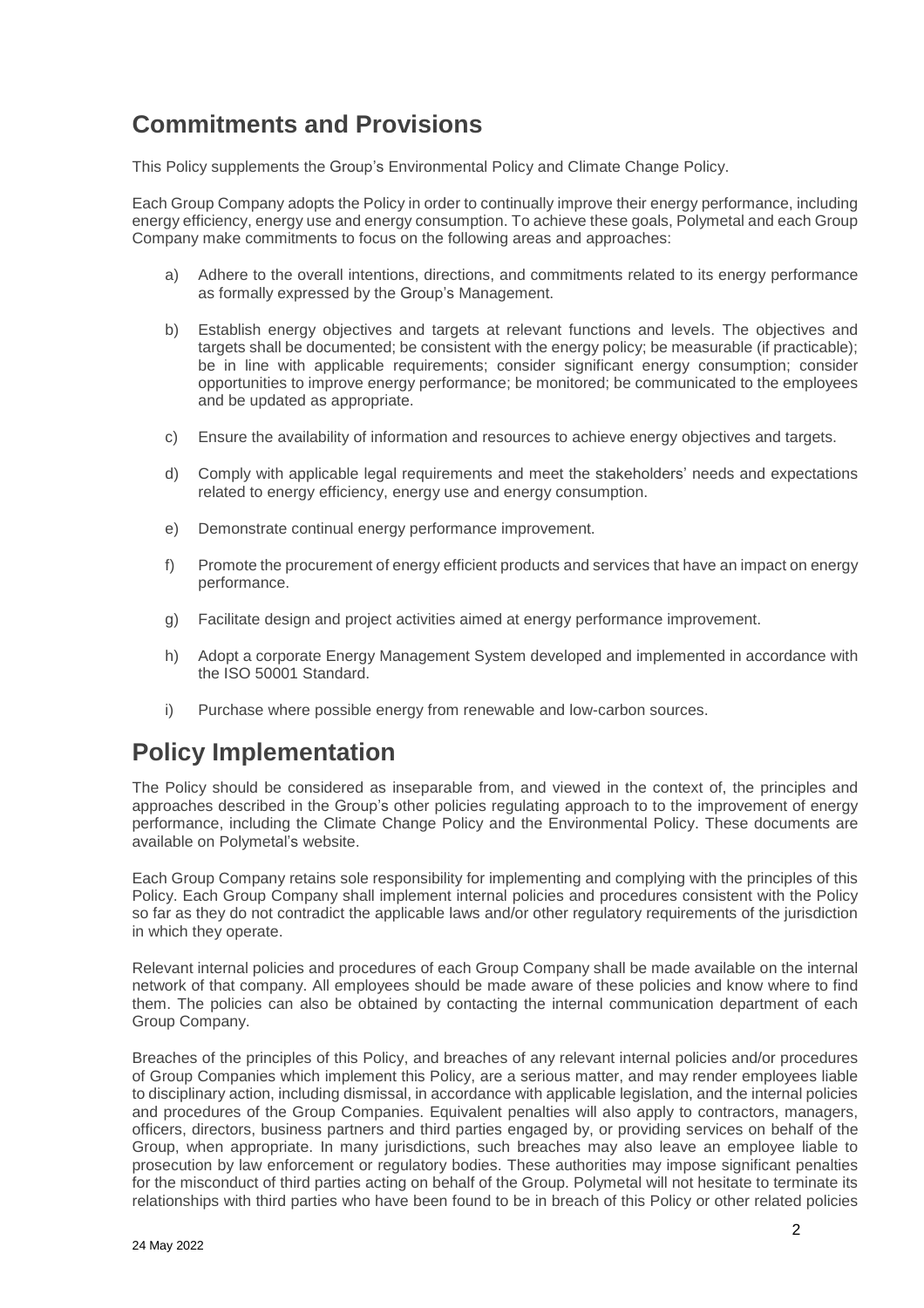## Commitments and Provisions

This Policy supplements the Group's Environmental Policy and Climate Change Policy.

Each Group Company adopts the Policy in order to continually improve their energy performance, including energy efficiency, energy use and energy consumption. To achieve these goals, Polymetal and each Group Company make commitments to focus on the following areas and approaches:

a) Adhere to the overall intentions, directions, and commitments related to its energy performance as formally expressed by the Group's Management.

b) Establish energy objectives and targets at relevant functions and levels. The objectives and targets shall be documented; be consistent with the energy policy; be measurable (if practicable); be in line with applicable requirements; consider significant energy consumption; consider opportunities to improve energy performance; be monitored; be communicated to the employees and be updated as appropriate.

c) Ensure the availability of information and resources to achieve energy objectives and targets.

d) Comply with applicable legal requirements and meet the stakeholders' needs and expectations related to energy efficiency, energy use and energy consumption.

e) Demonstrate continual energy performance improvement.

f) Promote the procurement of energy efficient products and services that have an impact on energy performance.

g) Facilitate design and project activities aimed at energy performance improvement.

h) Adopt a corporate Energy Management System developed and implemented in accordance with the ISO 50001 Standard.

i) Purchase where possible energy from renewable and low-carbon sources.

## Policy Implementation

The Policy should be considered as inseparable from, and viewed in the context of, the principles and approaches described in the Group's other policies regulating approach to to the improvement of energy performance, including the Climate Change Policy and the Environmental Policy. These documents are available on Polymetal's website.

Each Group Company retains sole responsibility for implementing and complying with the principles of this Policy. Each Group Company shall implement internal policies and procedures consistent with the Policy so far as they do not contradict the applicable laws and/or other regulatory requirements of the jurisdiction in which they operate.

Relevant internal policies and procedures of each Group Company shall be made available on the internal network of that company. All employees should be made aware of these policies and know where to find them. The policies can also be obtained by contacting the internal communication department of each Group Company.

Breaches of the principles of this Policy, and breaches of any relevant internal policies and/or procedures of Group Companies which implement this Policy, are a serious matter, and may render employees liable to disciplinary action, including dismissal, in accordance with applicable legislation, and the internal policies and procedures of the Group Companies. Equivalent penalties will also apply to contractors, managers, officers, directors, business partners and third parties engaged by, or providing services on behalf of the Group, when appropriate. In many jurisdictions, such breaches may also leave an employee liable to prosecution by law enforcement or regulatory bodies. These authorities may impose significant penalties for the misconduct of third parties acting on behalf of the Group. Polymetal will not hesitate to terminate its relationships with third parties who have been found to be in breach of this Policy or other related policies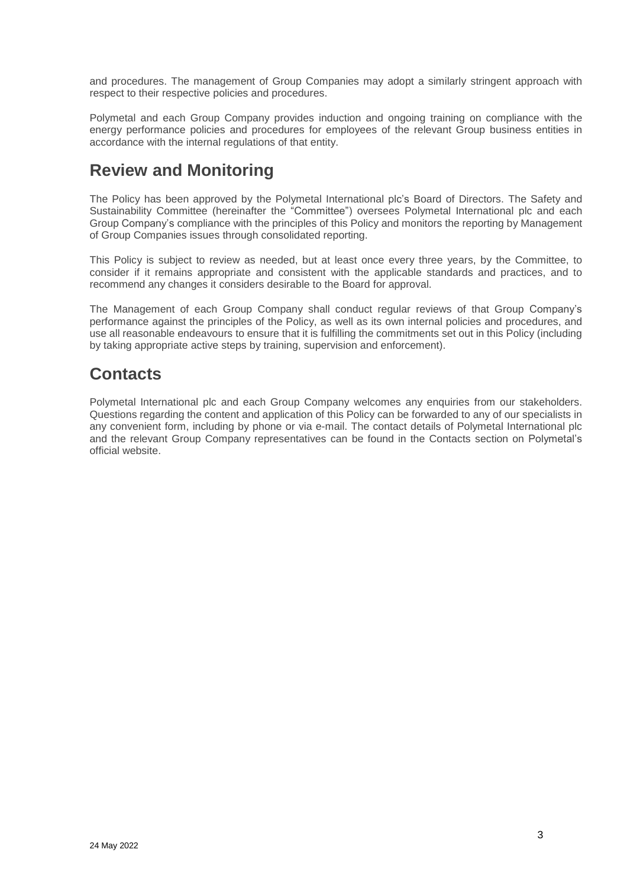and procedures. The management of Group Companies may adopt a similarly stringent approach with respect to their respective policies and procedures.

Polymetal and each Group Company provides induction and ongoing training on compliance with the energy performance policies and procedures for employees of the relevant Group business entities in accordance with the internal regulations of that entity.

## Review and Monitoring

The Policy has been approved by the Polymetal International plc's Board of Directors. The Safety and Sustainability Committee (hereinafter the "Committee") oversees Polymetal International plc and each Group Company's compliance with the principles of this Policy and monitors the reporting by Management of Group Companies issues through consolidated reporting.

This Policy is subject to review as needed, but at least once every three years, by the Committee, to consider if it remains appropriate and consistent with the applicable standards and practices, and to recommend any changes it considers desirable to the Board for approval.

The Management of each Group Company shall conduct regular reviews of that Group Company's performance against the principles of the Policy, as well as its own internal policies and procedures, and use all reasonable endeavours to ensure that it is fulfilling the commitments set out in this Policy (including by taking appropriate active steps by training, supervision and enforcement).

## Contacts

Polymetal International plc and each Group Company welcomes any enquiries from our stakeholders. Questions regarding the content and application of this Policy can be forwarded to any of our specialists in any convenient form, including by phone or via e-mail. The contact details of Polymetal International plc and the relevant Group Company representatives can be found in the Contacts section on Polymetal's official website.